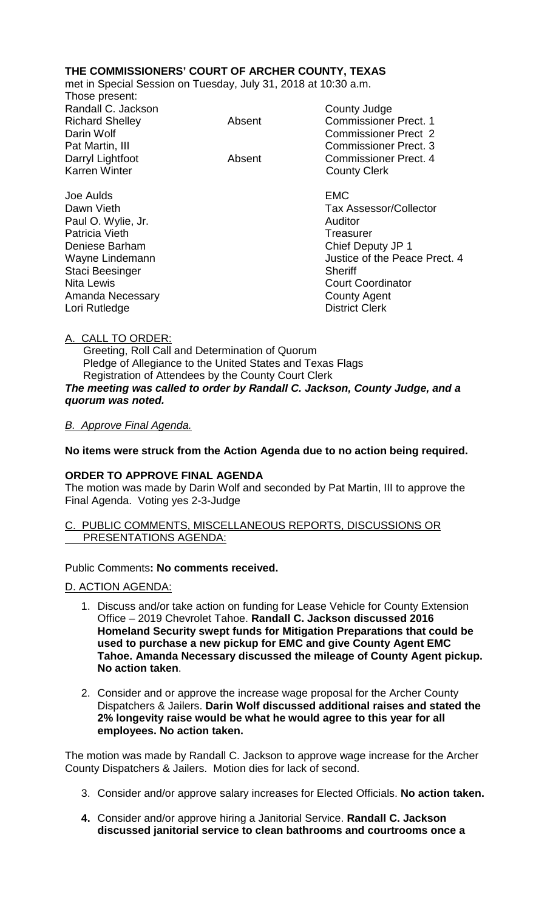# THE COMMISSIONERS' COURT OF ARCHER COUNTY, TEXAS

met in Special Session on Tuesday, July 31, 2018 at 10:30 a.m.

Those present:

| | | |
|---|---|---|
| Randall C. Jackson | | County Judge |
| Richard Shelley | Absent | Commissioner Prect. 1 |
| Darin Wolf | | Commissioner Prect 2 |
| Pat Martin, III | | Commissioner Prect. 3 |
| Darryl Lightfoot | Absent | Commissioner Prect. 4 |
| Karren Winter | | County Clerk |
| | | |
| Joe Aulds | | EMC |
| Dawn Vieth | | Tax Assessor/Collector |
| Paul O. Wylie, Jr. | | Auditor |
| Patricia Vieth | | Treasurer |
| Deniese Barham | | Chief Deputy JP 1 |
| Wayne Lindemann | | Justice of the Peace Prect. 4 |
| Staci Beesinger | | Sheriff |
| Nita Lewis | | Court Coordinator |
| Amanda Necessary | | County Agent |
| Lori Rutledge | | District Clerk |

A. CALL TO ORDER:

Greeting, Roll Call and Determination of Quorum
Pledge of Allegiance to the United States and Texas Flags
Registration of Attendees by the County Court Clerk

***The meeting was called to order by Randall C. Jackson, County Judge, and a quorum was noted.***

*B. Approve Final Agenda.*

**No items were struck from the Action Agenda due to no action being required.**

**ORDER TO APPROVE FINAL AGENDA**

The motion was made by Darin Wolf and seconded by Pat Martin, III to approve the Final Agenda. Voting yes 2-3-Judge

C. PUBLIC COMMENTS, MISCELLANEOUS REPORTS, DISCUSSIONS OR PRESENTATIONS AGENDA:

Public Comments**: No comments received.**

D. ACTION AGENDA:

1. Discuss and/or take action on funding for Lease Vehicle for County Extension Office – 2019 Chevrolet Tahoe. **Randall C. Jackson discussed 2016 Homeland Security swept funds for Mitigation Preparations that could be used to purchase a new pickup for EMC and give County Agent EMC Tahoe. Amanda Necessary discussed the mileage of County Agent pickup. No action taken**.

2. Consider and or approve the increase wage proposal for the Archer County Dispatchers & Jailers. **Darin Wolf discussed additional raises and stated the 2% longevity raise would be what he would agree to this year for all employees. No action taken.**

The motion was made by Randall C. Jackson to approve wage increase for the Archer County Dispatchers & Jailers. Motion dies for lack of second.

3. Consider and/or approve salary increases for Elected Officials. **No action taken.**

4. Consider and/or approve hiring a Janitorial Service. **Randall C. Jackson discussed janitorial service to clean bathrooms and courtrooms once a**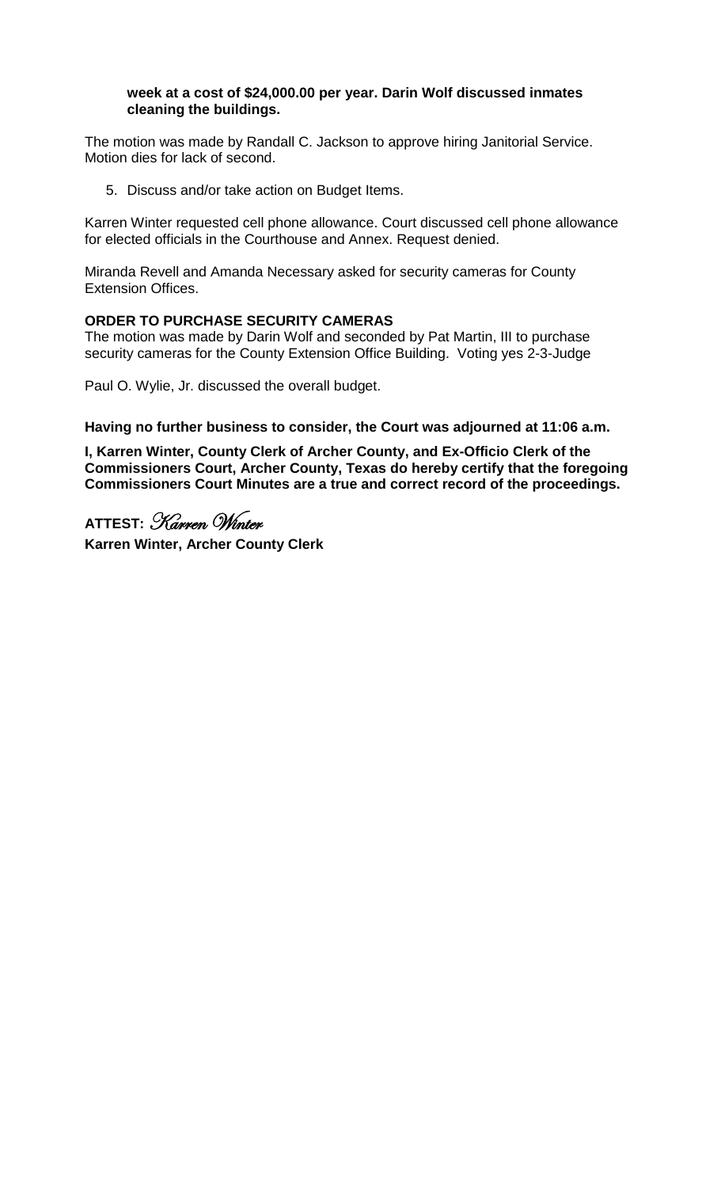**week at a cost of $24,000.00 per year. Darin Wolf discussed inmates cleaning the buildings.**

The motion was made by Randall C. Jackson to approve hiring Janitorial Service. Motion dies for lack of second.

5. Discuss and/or take action on Budget Items.

Karren Winter requested cell phone allowance. Court discussed cell phone allowance for elected officials in the Courthouse and Annex. Request denied.

Miranda Revell and Amanda Necessary asked for security cameras for County Extension Offices.

**ORDER TO PURCHASE SECURITY CAMERAS**
The motion was made by Darin Wolf and seconded by Pat Martin, III to purchase security cameras for the County Extension Office Building. Voting yes 2-3-Judge

Paul O. Wylie, Jr. discussed the overall budget.

**Having no further business to consider, the Court was adjourned at 11:06 a.m.**

**I, Karren Winter, County Clerk of Archer County, and Ex-Officio Clerk of the Commissioners Court, Archer County, Texas do hereby certify that the foregoing Commissioners Court Minutes are a true and correct record of the proceedings.**

**ATTEST:** *Karren Winter*
**Karren Winter, Archer County Clerk**